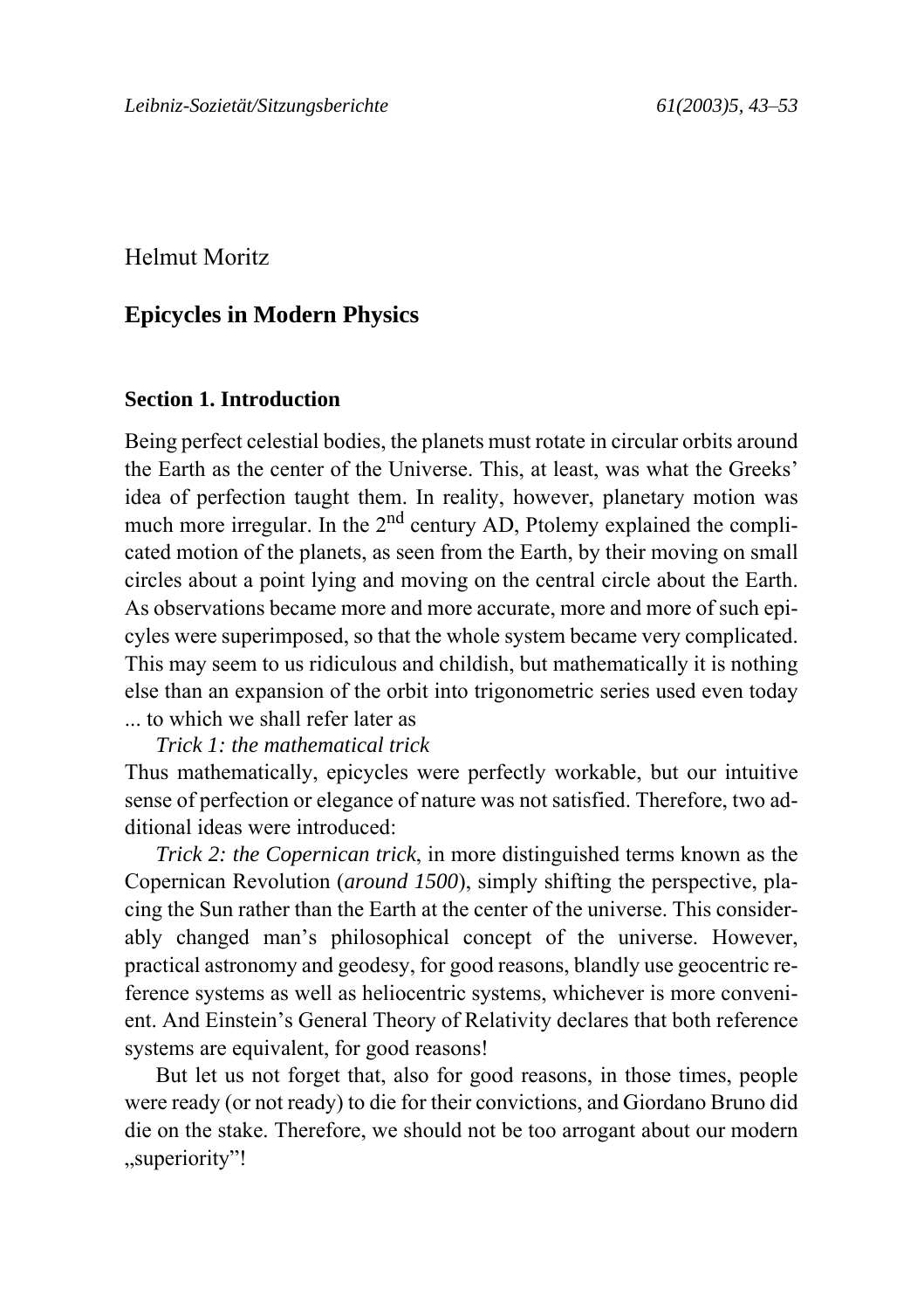Helmut Moritz

# Epicycles in Modern Physics

## Section 1. Introduction

Being perfect celestial bodies, the planets must rotate in circular orbits around the Earth as the center of the Universe. This, at least, was what the Greeks' idea of perfection taught them. In reality, however, planetary motion was much more irregular. In the 2nd century AD, Ptolemy explained the complicated motion of the planets, as seen from the Earth, by their moving on small circles about a point lying and moving on the central circle about the Earth. As observations became more and more accurate, more and more of such epicycles were superimposed, so that the whole system became very complicated. This may seem to us ridiculous and childish, but mathematically it is nothing else than an expansion of the orbit into trigonometric series used even today ... to which we shall refer later as

*Trick 1: the mathematical trick*

Thus mathematically, epicycles were perfectly workable, but our intuitive sense of perfection or elegance of nature was not satisfied. Therefore, two additional ideas were introduced:

*Trick 2: the Copernican trick*, in more distinguished terms known as the Copernican Revolution (*around 1500*), simply shifting the perspective, placing the Sun rather than the Earth at the center of the universe. This considerably changed man's philosophical concept of the universe. However, practical astronomy and geodesy, for good reasons, blandly use geocentric reference systems as well as heliocentric systems, whichever is more convenient. And Einstein's General Theory of Relativity declares that both reference systems are equivalent, for good reasons!

But let us not forget that, also for good reasons, in those times, people were ready (or not ready) to die for their convictions, and Giordano Bruno did die on the stake. Therefore, we should not be too arrogant about our modern „superiority"!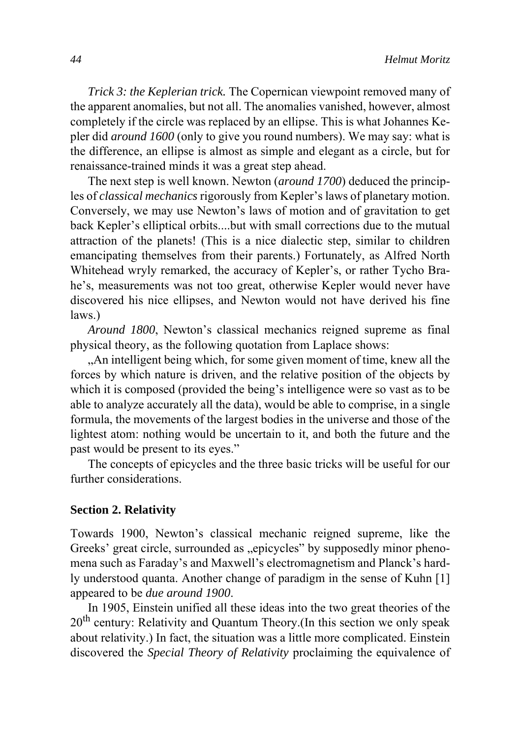*Trick 3: the Keplerian trick.* The Copernican viewpoint removed many of the apparent anomalies, but not all. The anomalies vanished, however, almost completely if the circle was replaced by an ellipse. This is what Johannes Kepler did *around 1600* (only to give you round numbers). We may say: what is the difference, an ellipse is almost as simple and elegant as a circle, but for renaissance-trained minds it was a great step ahead.

The next step is well known. Newton (*around 1700*) deduced the principles of *classical mechanics* rigorously from Kepler's laws of planetary motion. Conversely, we may use Newton's laws of motion and of gravitation to get back Kepler's elliptical orbits....but with small corrections due to the mutual attraction of the planets! (This is a nice dialectic step, similar to children emancipating themselves from their parents.) Fortunately, as Alfred North Whitehead wryly remarked, the accuracy of Kepler's, or rather Tycho Brahe's, measurements was not too great, otherwise Kepler would never have discovered his nice ellipses, and Newton would not have derived his fine laws.)

*Around 1800*, Newton's classical mechanics reigned supreme as final physical theory, as the following quotation from Laplace shows:

„An intelligent being which, for some given moment of time, knew all the forces by which nature is driven, and the relative position of the objects by which it is composed (provided the being's intelligence were so vast as to be able to analyze accurately all the data), would be able to comprise, in a single formula, the movements of the largest bodies in the universe and those of the lightest atom: nothing would be uncertain to it, and both the future and the past would be present to its eyes."

The concepts of epicycles and the three basic tricks will be useful for our further considerations.

## Section 2. Relativity

Towards 1900, Newton's classical mechanic reigned supreme, like the Greeks' great circle, surrounded as „epicycles" by supposedly minor phenomena such as Faraday's and Maxwell's electromagnetism and Planck's hardly understood quanta. Another change of paradigm in the sense of Kuhn [1] appeared to be *due around 1900*.

In 1905, Einstein unified all these ideas into the two great theories of the 20th century: Relativity and Quantum Theory.(In this section we only speak about relativity.) In fact, the situation was a little more complicated. Einstein discovered the *Special Theory of Relativity* proclaiming the equivalence of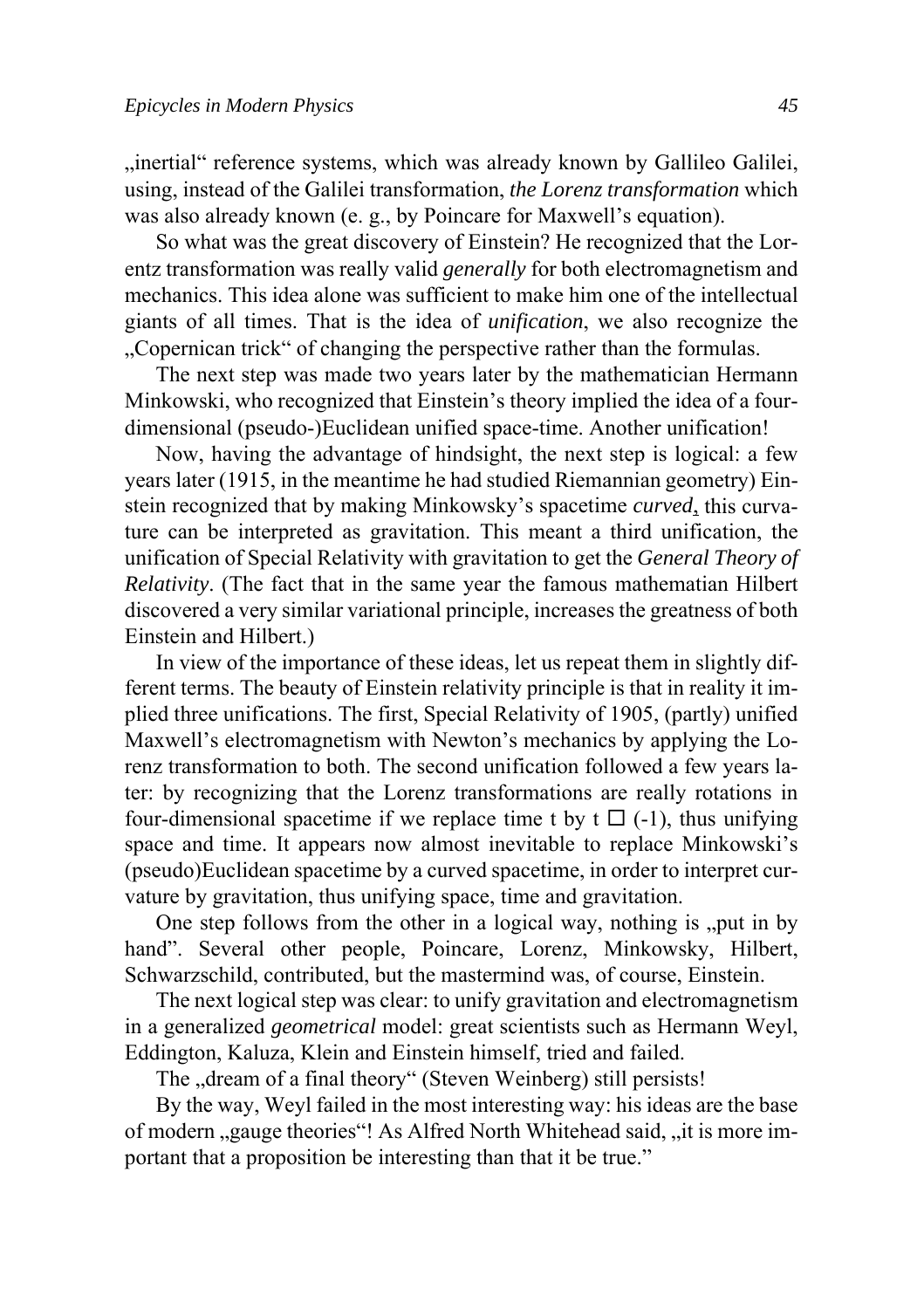„inertial“ reference systems, which was already known by Gallileo Galilei, using, instead of the Galilei transformation, *the Lorenz transformation* which was also already known (e. g., by Poincare for Maxwell's equation).

So what was the great discovery of Einstein? He recognized that the Lorentz transformation was really valid *generally* for both electromagnetism and mechanics. This idea alone was sufficient to make him one of the intellectual giants of all times. That is the idea of *unification*, we also recognize the „Copernican trick“ of changing the perspective rather than the formulas.

The next step was made two years later by the mathematician Hermann Minkowski, who recognized that Einstein's theory implied the idea of a four-dimensional (pseudo-)Euclidean unified space-time. Another unification!

Now, having the advantage of hindsight, the next step is logical: a few years later (1915, in the meantime he had studied Riemannian geometry) Einstein recognized that by making Minkowsky's spacetime *curved*, this curvature can be interpreted as gravitation. This meant a third unification, the unification of Special Relativity with gravitation to get the *General Theory of Relativity*. (The fact that in the same year the famous mathematian Hilbert discovered a very similar variational principle, increases the greatness of both Einstein and Hilbert.)

In view of the importance of these ideas, let us repeat them in slightly different terms. The beauty of Einstein relativity principle is that in reality it implied three unifications. The first, Special Relativity of 1905, (partly) unified Maxwell's electromagnetism with Newton's mechanics by applying the Lorenz transformation to both. The second unification followed a few years later: by recognizing that the Lorenz transformations are really rotations in four-dimensional spacetime if we replace time t by t □ (-1), thus unifying space and time. It appears now almost inevitable to replace Minkowski's (pseudo)Euclidean spacetime by a curved spacetime, in order to interpret curvature by gravitation, thus unifying space, time and gravitation.

One step follows from the other in a logical way, nothing is „put in by hand". Several other people, Poincare, Lorenz, Minkowsky, Hilbert, Schwarzschild, contributed, but the mastermind was, of course, Einstein.

The next logical step was clear: to unify gravitation and electromagnetism in a generalized *geometrical* model: great scientists such as Hermann Weyl, Eddington, Kaluza, Klein and Einstein himself, tried and failed.

The „dream of a final theory“ (Steven Weinberg) still persists!

By the way, Weyl failed in the most interesting way: his ideas are the base of modern „gauge theories“! As Alfred North Whitehead said, „it is more important that a proposition be interesting than that it be true."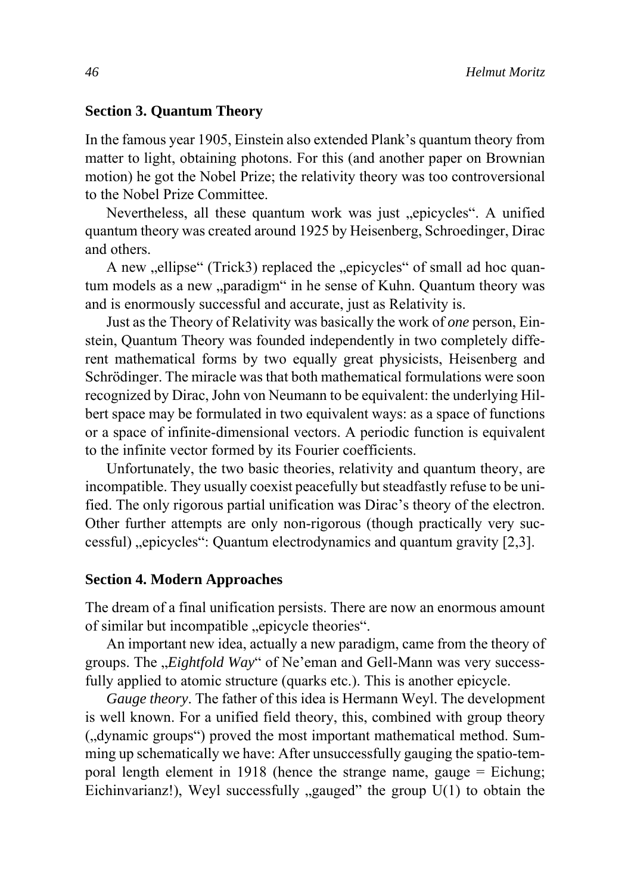## Section 3. Quantum Theory

In the famous year 1905, Einstein also extended Plank's quantum theory from matter to light, obtaining photons. For this (and another paper on Brownian motion) he got the Nobel Prize; the relativity theory was too controversional to the Nobel Prize Committee.

Nevertheless, all these quantum work was just „epicycles". A unified quantum theory was created around 1925 by Heisenberg, Schroedinger, Dirac and others.

A new „ellipse" (Trick3) replaced the „epicycles" of small ad hoc quantum models as a new „paradigm" in he sense of Kuhn. Quantum theory was and is enormously successful and accurate, just as Relativity is.

Just as the Theory of Relativity was basically the work of *one* person, Einstein, Quantum Theory was founded independently in two completely different mathematical forms by two equally great physicists, Heisenberg and Schrödinger. The miracle was that both mathematical formulations were soon recognized by Dirac, John von Neumann to be equivalent: the underlying Hilbert space may be formulated in two equivalent ways: as a space of functions or a space of infinite-dimensional vectors. A periodic function is equivalent to the infinite vector formed by its Fourier coefficients.

Unfortunately, the two basic theories, relativity and quantum theory, are incompatible. They usually coexist peacefully but steadfastly refuse to be unified. The only rigorous partial unification was Dirac's theory of the electron. Other further attempts are only non-rigorous (though practically very successful) „epicycles": Quantum electrodynamics and quantum gravity [2,3].

## Section 4. Modern Approaches

The dream of a final unification persists. There are now an enormous amount of similar but incompatible „epicycle theories".

An important new idea, actually a new paradigm, came from the theory of groups. The „*Eightfold Way*" of Ne'eman and Gell-Mann was very successfully applied to atomic structure (quarks etc.). This is another epicycle.

*Gauge theory*. The father of this idea is Hermann Weyl. The development is well known. For a unified field theory, this, combined with group theory („dynamic groups") proved the most important mathematical method. Summing up schematically we have: After unsuccessfully gauging the spatio-temporal length element in 1918 (hence the strange name, gauge = Eichung; Eichinvarianz!), Weyl successfully „gauged" the group U(1) to obtain the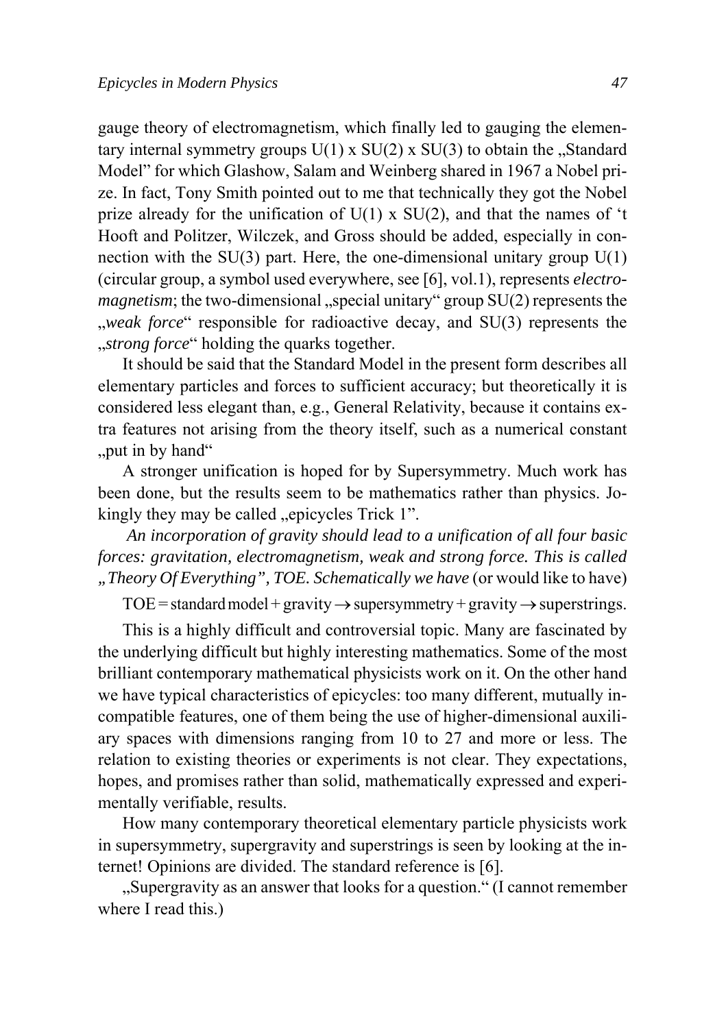gauge theory of electromagnetism, which finally led to gauging the elementary internal symmetry groups U(1) x SU(2) x SU(3) to obtain the „Standard Model" for which Glashow, Salam and Weinberg shared in 1967 a Nobel prize. In fact, Tony Smith pointed out to me that technically they got the Nobel prize already for the unification of U(1) x SU(2), and that the names of 't Hooft and Politzer, Wilczek, and Gross should be added, especially in connection with the SU(3) part. Here, the one-dimensional unitary group U(1) (circular group, a symbol used everywhere, see [6], vol.1), represents *electromagnetism*; the two-dimensional „special unitary" group SU(2) represents the „*weak force*" responsible for radioactive decay, and SU(3) represents the „*strong force*" holding the quarks together.

It should be said that the Standard Model in the present form describes all elementary particles and forces to sufficient accuracy; but theoretically it is considered less elegant than, e.g., General Relativity, because it contains extra features not arising from the theory itself, such as a numerical constant „put in by hand"

A stronger unification is hoped for by Supersymmetry. Much work has been done, but the results seem to be mathematics rather than physics. Jokingly they may be called „epicycles Trick 1".

*An incorporation of gravity should lead to a unification of all four basic forces: gravitation, electromagnetism, weak and strong force. This is called „Theory Of Everything", TOE. Schematically we have* (or would like to have)

$$\text{TOE} = \text{standard model} + \text{gravity} \rightarrow \text{supersymmetry} + \text{gravity} \rightarrow \text{superstrings.}$$

This is a highly difficult and controversial topic. Many are fascinated by the underlying difficult but highly interesting mathematics. Some of the most brilliant contemporary mathematical physicists work on it. On the other hand we have typical characteristics of epicycles: too many different, mutually incompatible features, one of them being the use of higher-dimensional auxiliary spaces with dimensions ranging from 10 to 27 and more or less. The relation to existing theories or experiments is not clear. They expectations, hopes, and promises rather than solid, mathematically expressed and experimentally verifiable, results.

How many contemporary theoretical elementary particle physicists work in supersymmetry, supergravity and superstrings is seen by looking at the internet! Opinions are divided. The standard reference is [6].

„Supergravity as an answer that looks for a question." (I cannot remember where I read this.)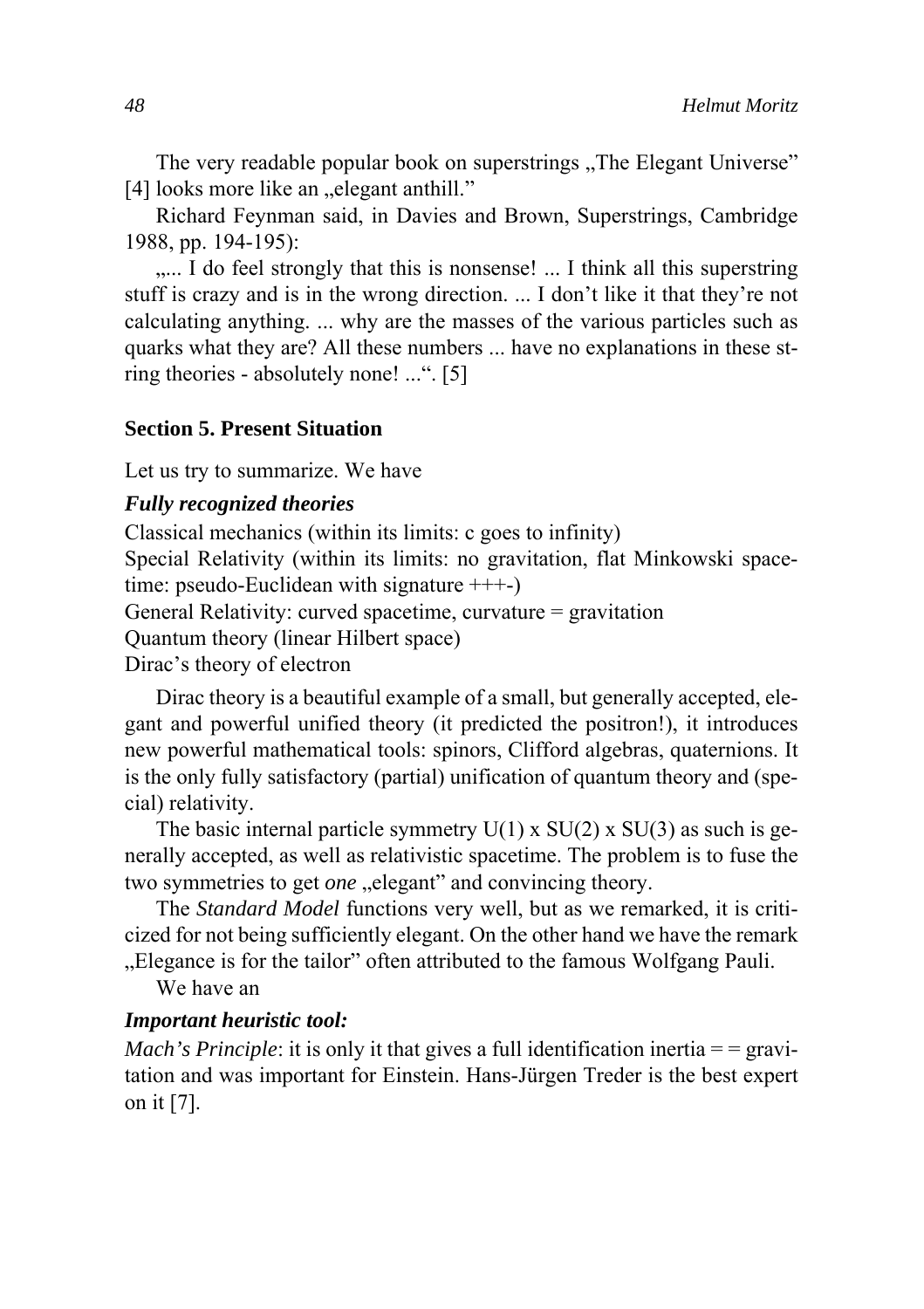The very readable popular book on superstrings „The Elegant Universe" [4] looks more like an „elegant anthill."

Richard Feynman said, in Davies and Brown, Superstrings, Cambridge 1988, pp. 194-195):

„... I do feel strongly that this is nonsense! ... I think all this superstring stuff is crazy and is in the wrong direction. ... I don't like it that they're not calculating anything. ... why are the masses of the various particles such as quarks what they are? All these numbers ... have no explanations in these string theories - absolutely none! ...". [5]

## Section 5. Present Situation

Let us try to summarize. We have

### *Fully recognized theories*

Classical mechanics (within its limits: c goes to infinity)

Special Relativity (within its limits: no gravitation, flat Minkowski spacetime: pseudo-Euclidean with signature +++-)

General Relativity: curved spacetime, curvature = gravitation

Quantum theory (linear Hilbert space)

Dirac's theory of electron

Dirac theory is a beautiful example of a small, but generally accepted, elegant and powerful unified theory (it predicted the positron!), it introduces new powerful mathematical tools: spinors, Clifford algebras, quaternions. It is the only fully satisfactory (partial) unification of quantum theory and (special) relativity.

The basic internal particle symmetry $U(1) \times SU(2) \times SU(3)$ as such is generally accepted, as well as relativistic spacetime. The problem is to fuse the two symmetries to get *one* „elegant" and convincing theory.

The *Standard Model* functions very well, but as we remarked, it is criticized for not being sufficiently elegant. On the other hand we have the remark „Elegance is for the tailor" often attributed to the famous Wolfgang Pauli.

We have an

### *Important heuristic tool:*

*Mach's Principle*: it is only it that gives a full identification inertia = = gravitation and was important for Einstein. Hans-Jürgen Treder is the best expert on it [7].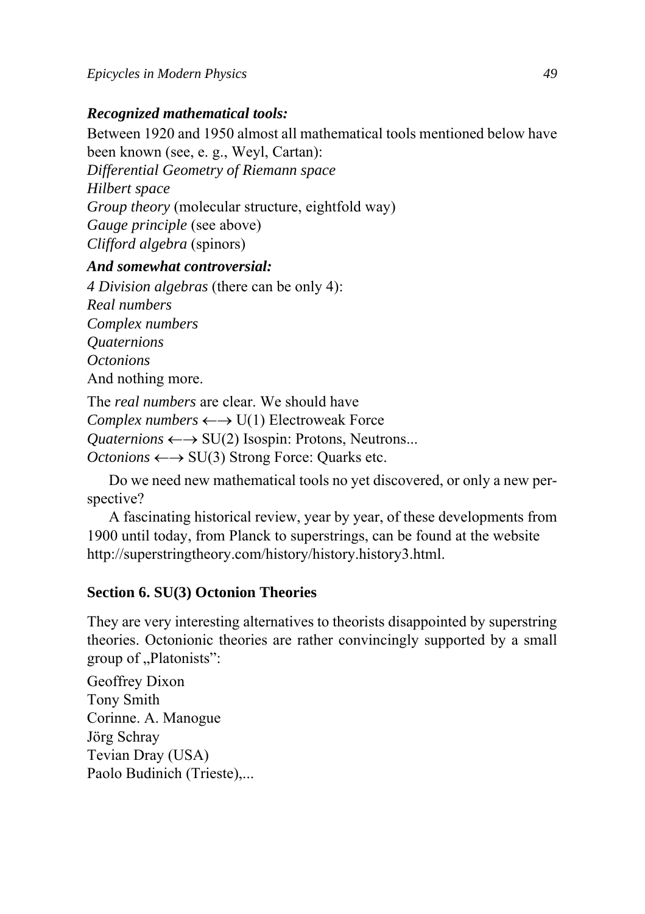***Recognized mathematical tools:***

Between 1920 and 1950 almost all mathematical tools mentioned below have been known (see, e. g., Weyl, Cartan):

*Differential Geometry of Riemann space*
*Hilbert space*
*Group theory* (molecular structure, eightfold way)
*Gauge principle* (see above)
*Clifford algebra* (spinors)

***And somewhat controversial:***

*4 Division algebras* (there can be only 4):
*Real numbers*
*Complex numbers*
*Quaternions*
*Octonions*
And nothing more.

The *real numbers* are clear. We should have
*Complex numbers* $\longleftrightarrow$ U(1) Electroweak Force
*Quaternions* $\longleftrightarrow$ SU(2) Isospin: Protons, Neutrons...
*Octonions* $\longleftrightarrow$ SU(3) Strong Force: Quarks etc.

Do we need new mathematical tools no yet discovered, or only a new perspective?

A fascinating historical review, year by year, of these developments from 1900 until today, from Planck to superstrings, can be found at the website http://superstringtheory.com/history/history.history3.html.

## Section 6. SU(3) Octonion Theories

They are very interesting alternatives to theorists disappointed by superstring theories. Octonionic theories are rather convincingly supported by a small group of „Platonists":

Geoffrey Dixon
Tony Smith
Corinne. A. Manogue
Jörg Schray
Tevian Dray (USA)
Paolo Budinich (Trieste),...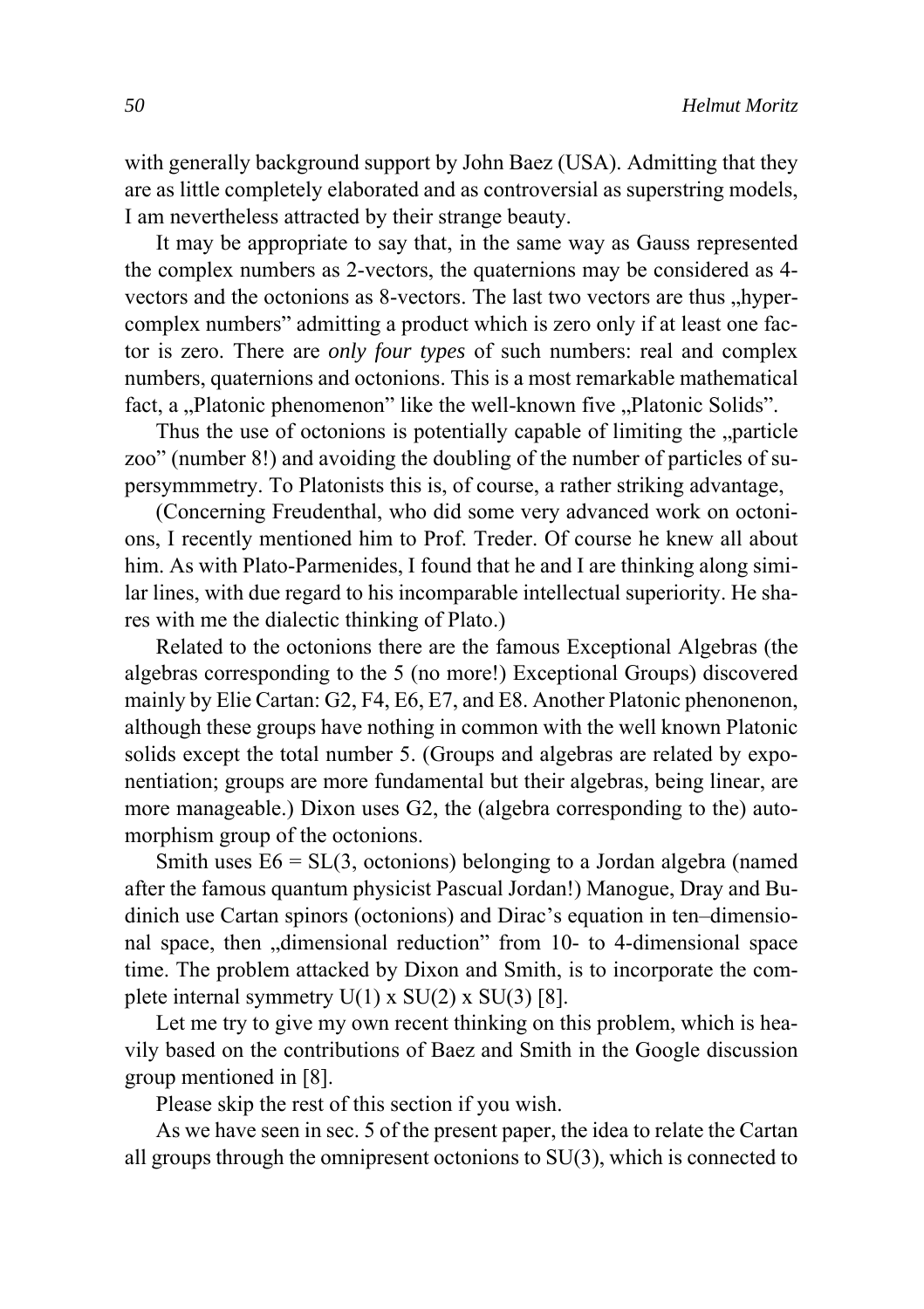with generally background support by John Baez (USA). Admitting that they are as little completely elaborated and as controversial as superstring models, I am nevertheless attracted by their strange beauty.

It may be appropriate to say that, in the same way as Gauss represented the complex numbers as 2-vectors, the quaternions may be considered as 4-vectors and the octonions as 8-vectors. The last two vectors are thus „hyper-complex numbers" admitting a product which is zero only if at least one factor is zero. There are *only four types* of such numbers: real and complex numbers, quaternions and octonions. This is a most remarkable mathematical fact, a „Platonic phenomenon" like the well-known five „Platonic Solids".

Thus the use of octonions is potentially capable of limiting the „particle zoo" (number 8!) and avoiding the doubling of the number of particles of supersymmmetry. To Platonists this is, of course, a rather striking advantage,

(Concerning Freudenthal, who did some very advanced work on octonions, I recently mentioned him to Prof. Treder. Of course he knew all about him. As with Plato-Parmenides, I found that he and I are thinking along similar lines, with due regard to his incomparable intellectual superiority. He shares with me the dialectic thinking of Plato.)

Related to the octonions there are the famous Exceptional Algebras (the algebras corresponding to the 5 (no more!) Exceptional Groups) discovered mainly by Elie Cartan: G2, F4, E6, E7, and E8. Another Platonic phenonenon, although these groups have nothing in common with the well known Platonic solids except the total number 5. (Groups and algebras are related by exponentiation; groups are more fundamental but their algebras, being linear, are more manageable.) Dixon uses G2, the (algebra corresponding to the) automorphism group of the octonions.

Smith uses E6 = SL(3, octonions) belonging to a Jordan algebra (named after the famous quantum physicist Pascual Jordan!) Manogue, Dray and Budinich use Cartan spinors (octonions) and Dirac's equation in ten–dimensional space, then „dimensional reduction" from 10- to 4-dimensional space time. The problem attacked by Dixon and Smith, is to incorporate the complete internal symmetry U(1) x SU(2) x SU(3) [8].

Let me try to give my own recent thinking on this problem, which is heavily based on the contributions of Baez and Smith in the Google discussion group mentioned in [8].

Please skip the rest of this section if you wish.

As we have seen in sec. 5 of the present paper, the idea to relate the Cartan all groups through the omnipresent octonions to SU(3), which is connected to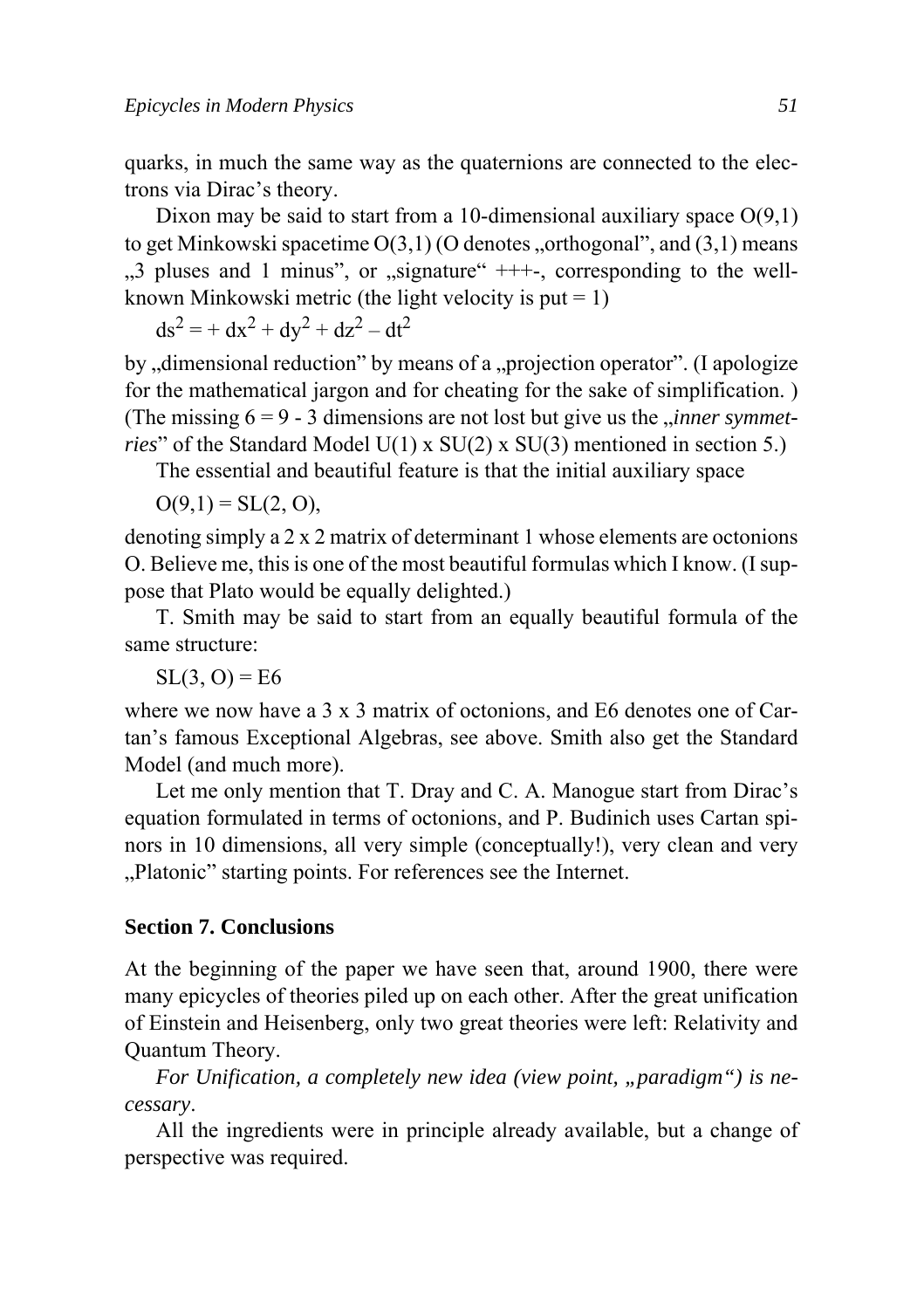quarks, in much the same way as the quaternions are connected to the electrons via Dirac's theory.

Dixon may be said to start from a 10-dimensional auxiliary space O(9,1) to get Minkowski spacetime O(3,1) (O denotes „orthogonal", and (3,1) means „3 pluses and 1 minus", or „signature" +++-, corresponding to the well-known Minkowski metric (the light velocity is put = 1)

$$ds^2 = + dx^2 + dy^2 + dz^2 – dt^2$$

by „dimensional reduction" by means of a „projection operator". (I apologize for the mathematical jargon and for cheating for the sake of simplification. ) (The missing 6 = 9 - 3 dimensions are not lost but give us the „*inner symmetries*" of the Standard Model U(1) x SU(2) x SU(3) mentioned in section 5.)

The essential and beautiful feature is that the initial auxiliary space

$$O(9,1) = SL(2, O),$$

denoting simply a 2 x 2 matrix of determinant 1 whose elements are octonions O. Believe me, this is one of the most beautiful formulas which I know. (I suppose that Plato would be equally delighted.)

T. Smith may be said to start from an equally beautiful formula of the same structure:

$$SL(3, O) = E6$$

where we now have a 3 x 3 matrix of octonions, and E6 denotes one of Cartan's famous Exceptional Algebras, see above. Smith also get the Standard Model (and much more).

Let me only mention that T. Dray and C. A. Manogue start from Dirac's equation formulated in terms of octonions, and P. Budinich uses Cartan spinors in 10 dimensions, all very simple (conceptually!), very clean and very „Platonic" starting points. For references see the Internet.

## Section 7. Conclusions

At the beginning of the paper we have seen that, around 1900, there were many epicycles of theories piled up on each other. After the great unification of Einstein and Heisenberg, only two great theories were left: Relativity and Quantum Theory.

*For Unification, a completely new idea (view point, „paradigm") is necessary*.

All the ingredients were in principle already available, but a change of perspective was required.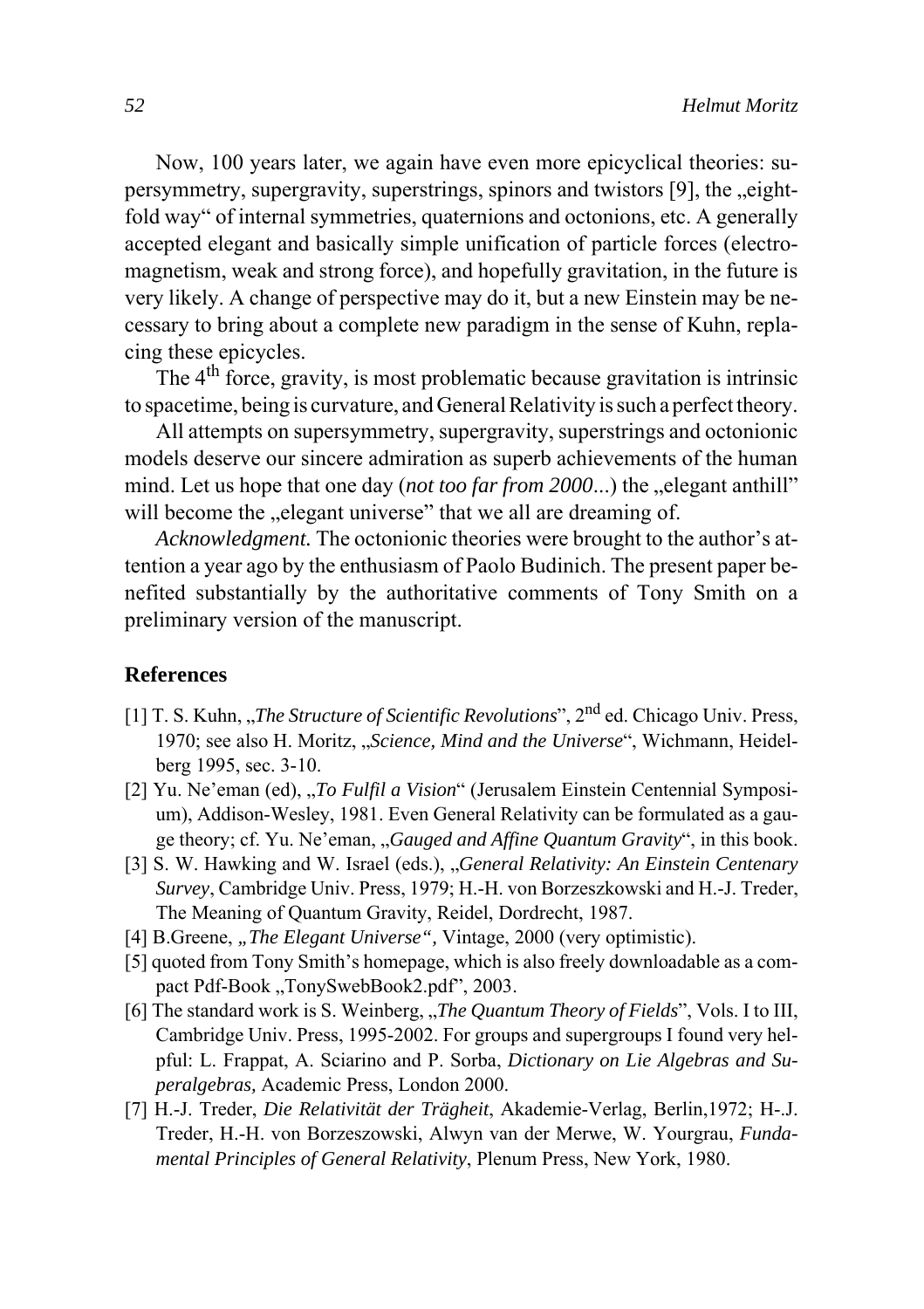Now, 100 years later, we again have even more epicyclical theories: supersymmetry, supergravity, superstrings, spinors and twistors [9], the „eightfold way“ of internal symmetries, quaternions and octonions, etc. A generally accepted elegant and basically simple unification of particle forces (electromagnetism, weak and strong force), and hopefully gravitation, in the future is very likely. A change of perspective may do it, but a new Einstein may be necessary to bring about a complete new paradigm in the sense of Kuhn, replacing these epicycles.

The 4th force, gravity, is most problematic because gravitation is intrinsic to spacetime, being is curvature, and General Relativity is such a perfect theory.

All attempts on supersymmetry, supergravity, superstrings and octonionic models deserve our sincere admiration as superb achievements of the human mind. Let us hope that one day (*not too far from 2000...*) the „elegant anthill" will become the „elegant universe" that we all are dreaming of.

*Acknowledgment.* The octonionic theories were brought to the author's attention a year ago by the enthusiasm of Paolo Budinich. The present paper benefited substantially by the authoritative comments of Tony Smith on a preliminary version of the manuscript.

## References

[1] T. S. Kuhn, „*The Structure of Scientific Revolutions*", 2nd ed. Chicago Univ. Press, 1970; see also H. Moritz, „*Science, Mind and the Universe*", Wichmann, Heidelberg 1995, sec. 3-10.

[2] Yu. Ne'eman (ed), „*To Fulfil a Vision*" (Jerusalem Einstein Centennial Symposium), Addison-Wesley, 1981. Even General Relativity can be formulated as a gauge theory; cf. Yu. Ne'eman, „*Gauged and Affine Quantum Gravity*", in this book.

[3] S. W. Hawking and W. Israel (eds.), „*General Relativity: An Einstein Centenary Survey*, Cambridge Univ. Press, 1979; H.-H. von Borzeszkowski and H.-J. Treder, The Meaning of Quantum Gravity, Reidel, Dordrecht, 1987.

[4] B.Greene, *„The Elegant Universe",* Vintage, 2000 (very optimistic).

[5] quoted from Tony Smith's homepage, which is also freely downloadable as a compact Pdf-Book „TonySwebBook2.pdf", 2003.

[6] The standard work is S. Weinberg, „*The Quantum Theory of Fields*", Vols. I to III, Cambridge Univ. Press, 1995-2002. For groups and supergroups I found very helpful: L. Frappat, A. Sciarino and P. Sorba, *Dictionary on Lie Algebras and Superalgebras,* Academic Press, London 2000.

[7] H.-J. Treder, *Die Relativität der Trägheit*, Akademie-Verlag, Berlin,1972; H-.J. Treder, H.-H. von Borzeszowski, Alwyn van der Merwe, W. Yourgrau, *Fundamental Principles of General Relativity*, Plenum Press, New York, 1980.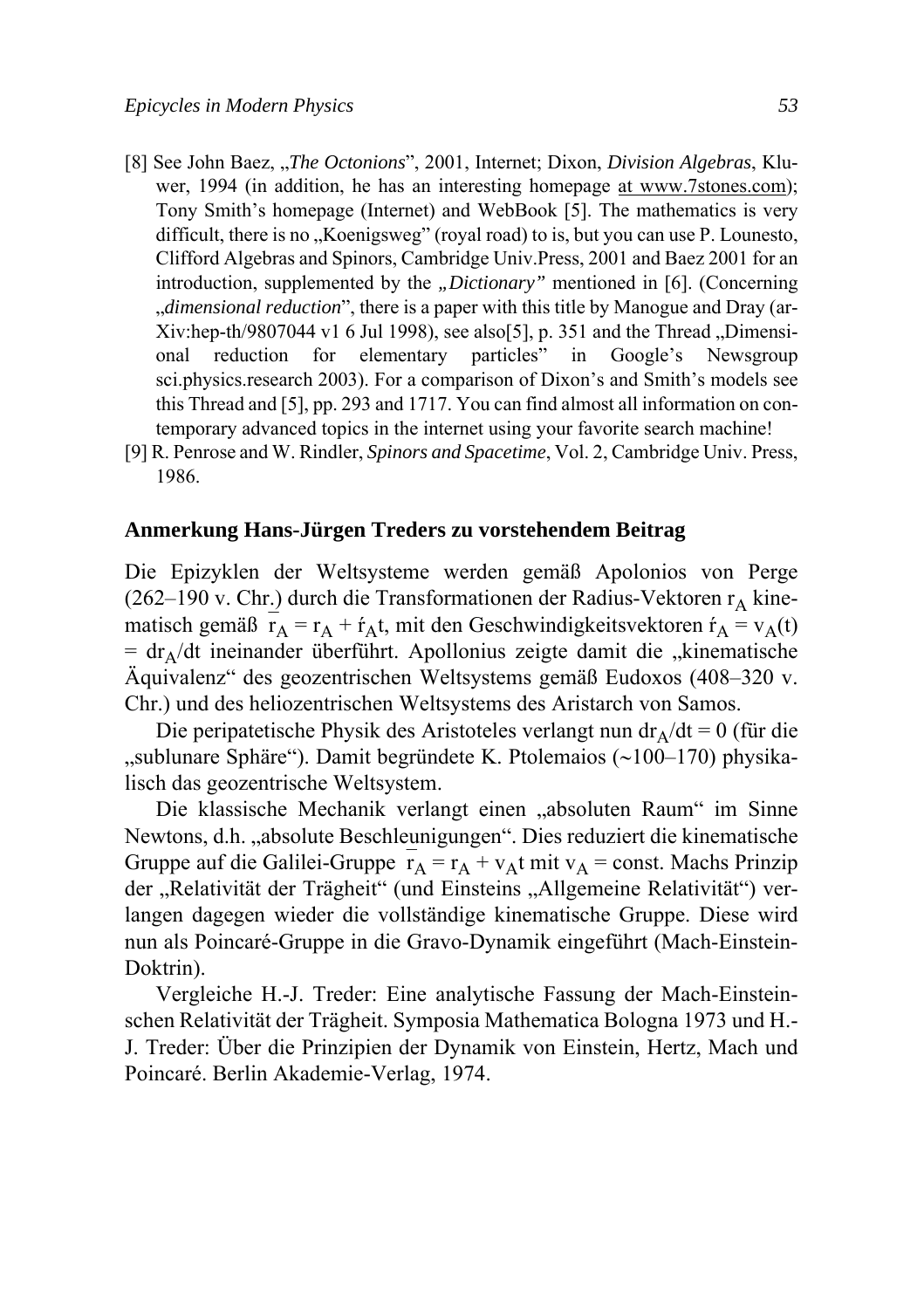[8] See John Baez, „*The Octonions*", 2001, Internet; Dixon, *Division Algebras*, Kluwer, 1994 (in addition, he has an interesting homepage at www.7stones.com); Tony Smith's homepage (Internet) and WebBook [5]. The mathematics is very difficult, there is no „Koenigsweg" (royal road) to is, but you can use P. Lounesto, Clifford Algebras and Spinors, Cambridge Univ.Press, 2001 and Baez 2001 for an introduction, supplemented by the *„Dictionary"* mentioned in [6]. (Concerning „*dimensional reduction*", there is a paper with this title by Manogue and Dray (arXiv:hep-th/9807044 v1 6 Jul 1998), see also[5], p. 351 and the Thread „Dimensional reduction for elementary particles" in Google's Newsgroup sci.physics.research 2003). For a comparison of Dixon's and Smith's models see this Thread and [5], pp. 293 and 1717. You can find almost all information on contemporary advanced topics in the internet using your favorite search machine!

[9] R. Penrose and W. Rindler, *Spinors and Spacetime*, Vol. 2, Cambridge Univ. Press, 1986.

### Anmerkung Hans-Jürgen Treders zu vorstehendem Beitrag

Die Epizyklen der Weltsysteme werden gemäß Apolonios von Perge (262–190 v. Chr.) durch die Transformationen der Radius-Vektoren $r_A$ kinematisch gemäß $\overline{r}_A = r_A + \acute{r}_A t$, mit den Geschwindigkeitsvektoren $\acute{r}_A = v_A(t) = dr_A/dt$ ineinander überführt. Apollonius zeigte damit die „kinematische Äquivalenz" des geozentrischen Weltsystems gemäß Eudoxos (408–320 v. Chr.) und des heliozentrischen Weltsystems des Aristarch von Samos.

Die peripatetische Physik des Aristoteles verlangt nun $dr_A/dt = 0$ (für die „sublunare Sphäre"). Damit begründete K. Ptolemaios (~100–170) physikalisch das geozentrische Weltsystem.

Die klassische Mechanik verlangt einen „absoluten Raum" im Sinne Newtons, d.h. „absolute Beschleunigungen". Dies reduziert die kinematische Gruppe auf die Galilei-Gruppe $\overline{r}_A = r_A + v_A t$ mit $v_A = \text{const}$. Machs Prinzip der „Relativität der Trägheit" (und Einsteins „Allgemeine Relativität") verlangen dagegen wieder die vollständige kinematische Gruppe. Diese wird nun als Poincaré-Gruppe in die Gravo-Dynamik eingeführt (Mach-Einstein-Doktrin).

Vergleiche H.-J. Treder: Eine analytische Fassung der Mach-Einsteinschen Relativität der Trägheit. Symposia Mathematica Bologna 1973 und H.-J. Treder: Über die Prinzipien der Dynamik von Einstein, Hertz, Mach und Poincaré. Berlin Akademie-Verlag, 1974.